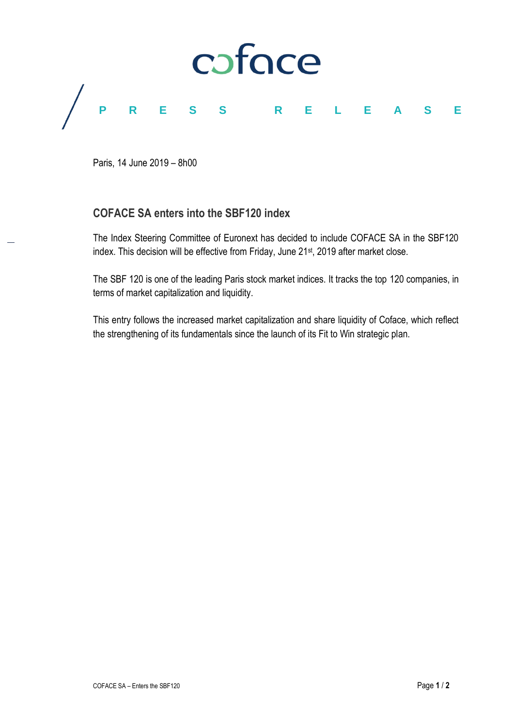coface

PRESS RELEASE

Paris, 14 June 2019 – 8h00

## COFACE SA enters into the SBF120 index

The Index Steering Committee of Euronext has decided to include COFACE SA in the SBF120 index. This decision will be effective from Friday, June 21st, 2019 after market close.

The SBF 120 is one of the leading Paris stock market indices. It tracks the top 120 companies, in terms of market capitalization and liquidity.

This entry follows the increased market capitalization and share liquidity of Coface, which reflect the strengthening of its fundamentals since the launch of its Fit to Win strategic plan.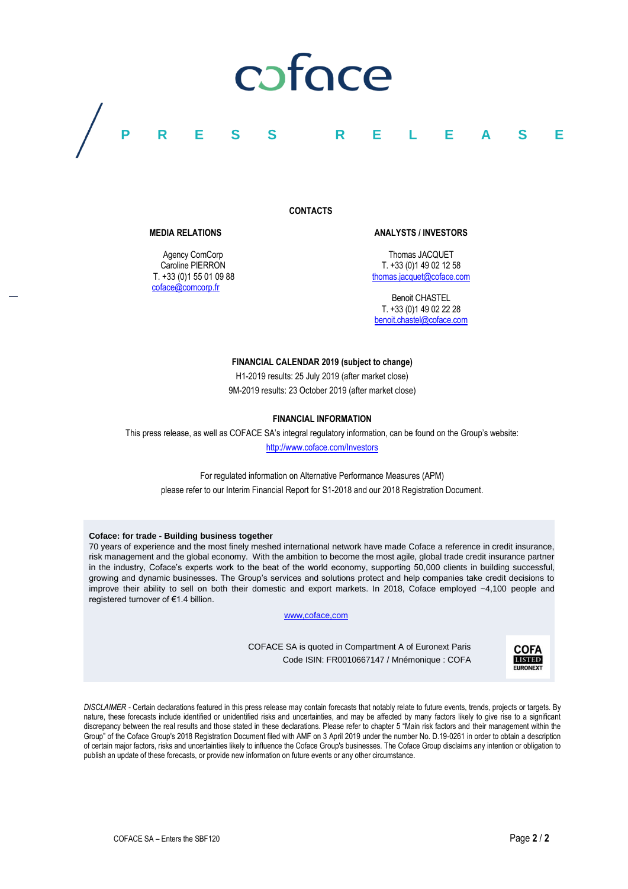## CONTACTS

**MEDIA RELATIONS**

Agency ComCorp
Caroline PIERRON
T. +33 (0)1 55 01 09 88
coface@comcorp.fr

**ANALYSTS / INVESTORS**

Thomas JACQUET
T. +33 (0)1 49 02 12 58
thomas.jacquet@coface.com

Benoit CHASTEL
T. +33 (0)1 49 02 22 28
benoit.chastel@coface.com

**FINANCIAL CALENDAR 2019 (subject to change)**

H1-2019 results: 25 July 2019 (after market close)
9M-2019 results: 23 October 2019 (after market close)

**FINANCIAL INFORMATION**

This press release, as well as COFACE SA's integral regulatory information, can be found on the Group's website:
http://www.coface.com/Investors

For regulated information on Alternative Performance Measures (APM)
please refer to our Interim Financial Report for S1-2018 and our 2018 Registration Document.

**Coface: for trade - Building business together**

70 years of experience and the most finely meshed international network have made Coface a reference in credit insurance, risk management and the global economy. With the ambition to become the most agile, global trade credit insurance partner in the industry, Coface's experts work to the beat of the world economy, supporting 50,000 clients in building successful, growing and dynamic businesses. The Group's services and solutions protect and help companies take credit decisions to improve their ability to sell on both their domestic and export markets. In 2018, Coface employed ~4,100 people and registered turnover of €1.4 billion.

www,coface,com

COFACE SA is quoted in Compartment A of Euronext Paris
Code ISIN: FR0010667147 / Mnémonique : COFA

COFA LISTED EURONEXT

*DISCLAIMER* - Certain declarations featured in this press release may contain forecasts that notably relate to future events, trends, projects or targets. By nature, these forecasts include identified or unidentified risks and uncertainties, and may be affected by many factors likely to give rise to a significant discrepancy between the real results and those stated in these declarations. Please refer to chapter 5 "Main risk factors and their management within the Group" of the Coface Group's 2018 Registration Document filed with AMF on 3 April 2019 under the number No. D.19-0261 in order to obtain a description of certain major factors, risks and uncertainties likely to influence the Coface Group's businesses. The Coface Group disclaims any intention or obligation to publish an update of these forecasts, or provide new information on future events or any other circumstance.